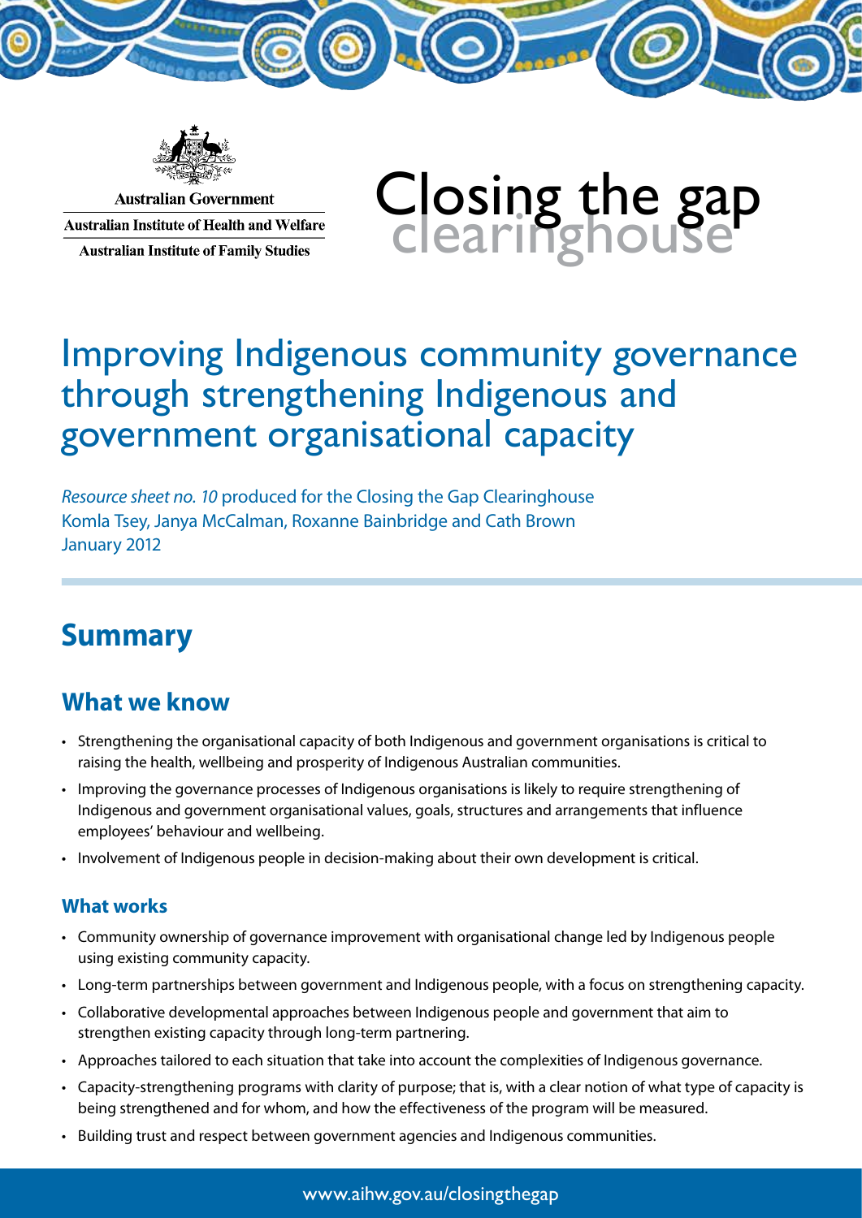Australian Government

Australian Institute of Health and Welfare

Australian Institute of Family Studies

Closing the gap clearinghouse

# Improving Indigenous community governance through strengthening Indigenous and government organisational capacity

*Resource sheet no. 10* produced for the Closing the Gap Clearinghouse
Komla Tsey, Janya McCalman, Roxanne Bainbridge and Cath Brown
January 2012

## Summary

### What we know

- Strengthening the organisational capacity of both Indigenous and government organisations is critical to raising the health, wellbeing and prosperity of Indigenous Australian communities.
- Improving the governance processes of Indigenous organisations is likely to require strengthening of Indigenous and government organisational values, goals, structures and arrangements that influence employees' behaviour and wellbeing.
- Involvement of Indigenous people in decision-making about their own development is critical.

#### What works

- Community ownership of governance improvement with organisational change led by Indigenous people using existing community capacity.
- Long-term partnerships between government and Indigenous people, with a focus on strengthening capacity.
- Collaborative developmental approaches between Indigenous people and government that aim to strengthen existing capacity through long-term partnering.
- Approaches tailored to each situation that take into account the complexities of Indigenous governance.
- Capacity-strengthening programs with clarity of purpose; that is, with a clear notion of what type of capacity is being strengthened and for whom, and how the effectiveness of the program will be measured.
- Building trust and respect between government agencies and Indigenous communities.

www.aihw.gov.au/closingthegap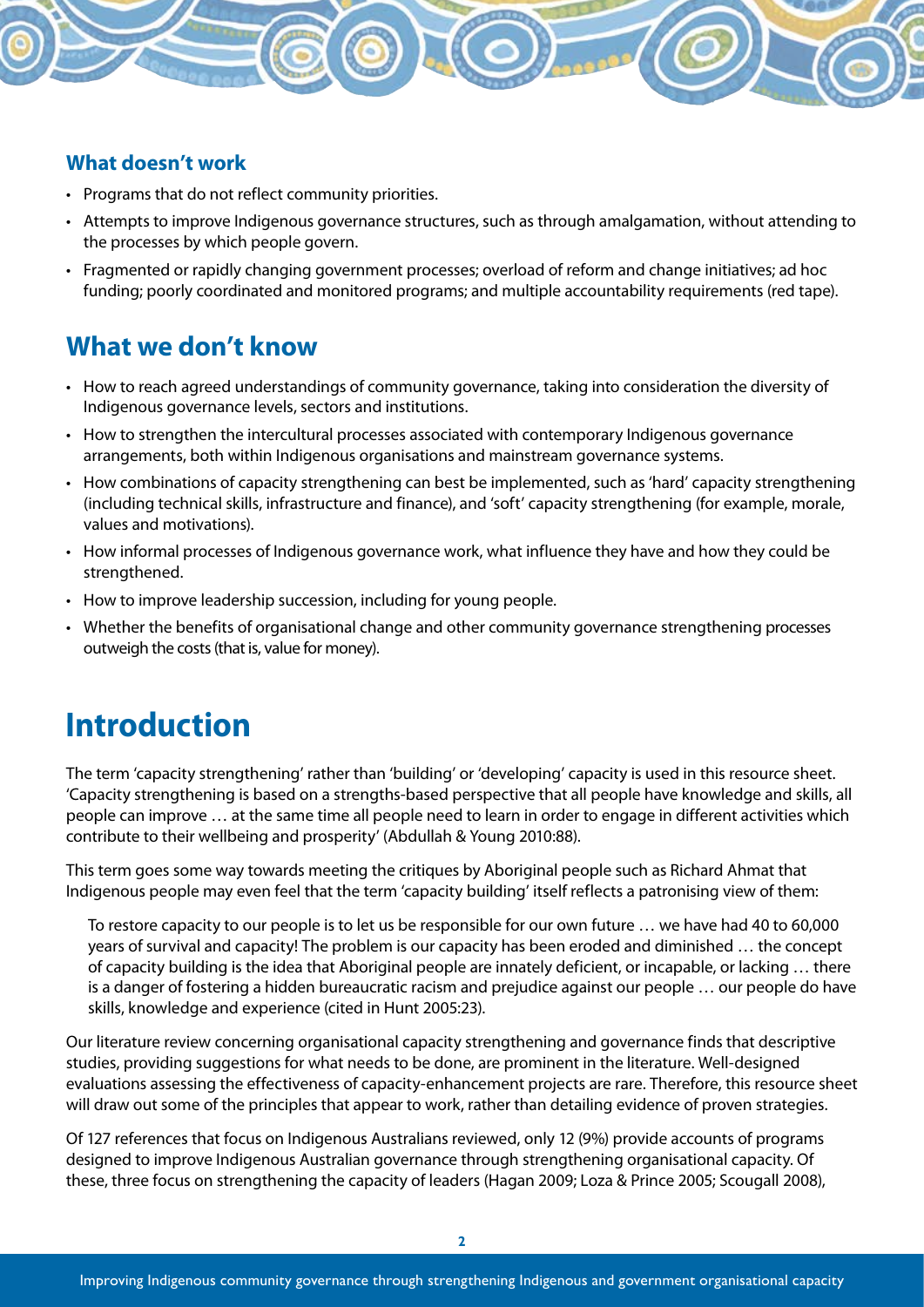### What doesn't work

- Programs that do not reflect community priorities.
- Attempts to improve Indigenous governance structures, such as through amalgamation, without attending to the processes by which people govern.
- Fragmented or rapidly changing government processes; overload of reform and change initiatives; ad hoc funding; poorly coordinated and monitored programs; and multiple accountability requirements (red tape).

## What we don't know

- How to reach agreed understandings of community governance, taking into consideration the diversity of Indigenous governance levels, sectors and institutions.
- How to strengthen the intercultural processes associated with contemporary Indigenous governance arrangements, both within Indigenous organisations and mainstream governance systems.
- How combinations of capacity strengthening can best be implemented, such as 'hard' capacity strengthening (including technical skills, infrastructure and finance), and 'soft' capacity strengthening (for example, morale, values and motivations).
- How informal processes of Indigenous governance work, what influence they have and how they could be strengthened.
- How to improve leadership succession, including for young people.
- Whether the benefits of organisational change and other community governance strengthening processes outweigh the costs (that is, value for money).

# Introduction

The term 'capacity strengthening' rather than 'building' or 'developing' capacity is used in this resource sheet. 'Capacity strengthening is based on a strengths-based perspective that all people have knowledge and skills, all people can improve … at the same time all people need to learn in order to engage in different activities which contribute to their wellbeing and prosperity' (Abdullah & Young 2010:88).

This term goes some way towards meeting the critiques by Aboriginal people such as Richard Ahmat that Indigenous people may even feel that the term 'capacity building' itself reflects a patronising view of them:

> To restore capacity to our people is to let us be responsible for our own future … we have had 40 to 60,000 years of survival and capacity! The problem is our capacity has been eroded and diminished … the concept of capacity building is the idea that Aboriginal people are innately deficient, or incapable, or lacking … there is a danger of fostering a hidden bureaucratic racism and prejudice against our people … our people do have skills, knowledge and experience (cited in Hunt 2005:23).

Our literature review concerning organisational capacity strengthening and governance finds that descriptive studies, providing suggestions for what needs to be done, are prominent in the literature. Well-designed evaluations assessing the effectiveness of capacity-enhancement projects are rare. Therefore, this resource sheet will draw out some of the principles that appear to work, rather than detailing evidence of proven strategies.

Of 127 references that focus on Indigenous Australians reviewed, only 12 (9%) provide accounts of programs designed to improve Indigenous Australian governance through strengthening organisational capacity. Of these, three focus on strengthening the capacity of leaders (Hagan 2009; Loza & Prince 2005; Scougall 2008),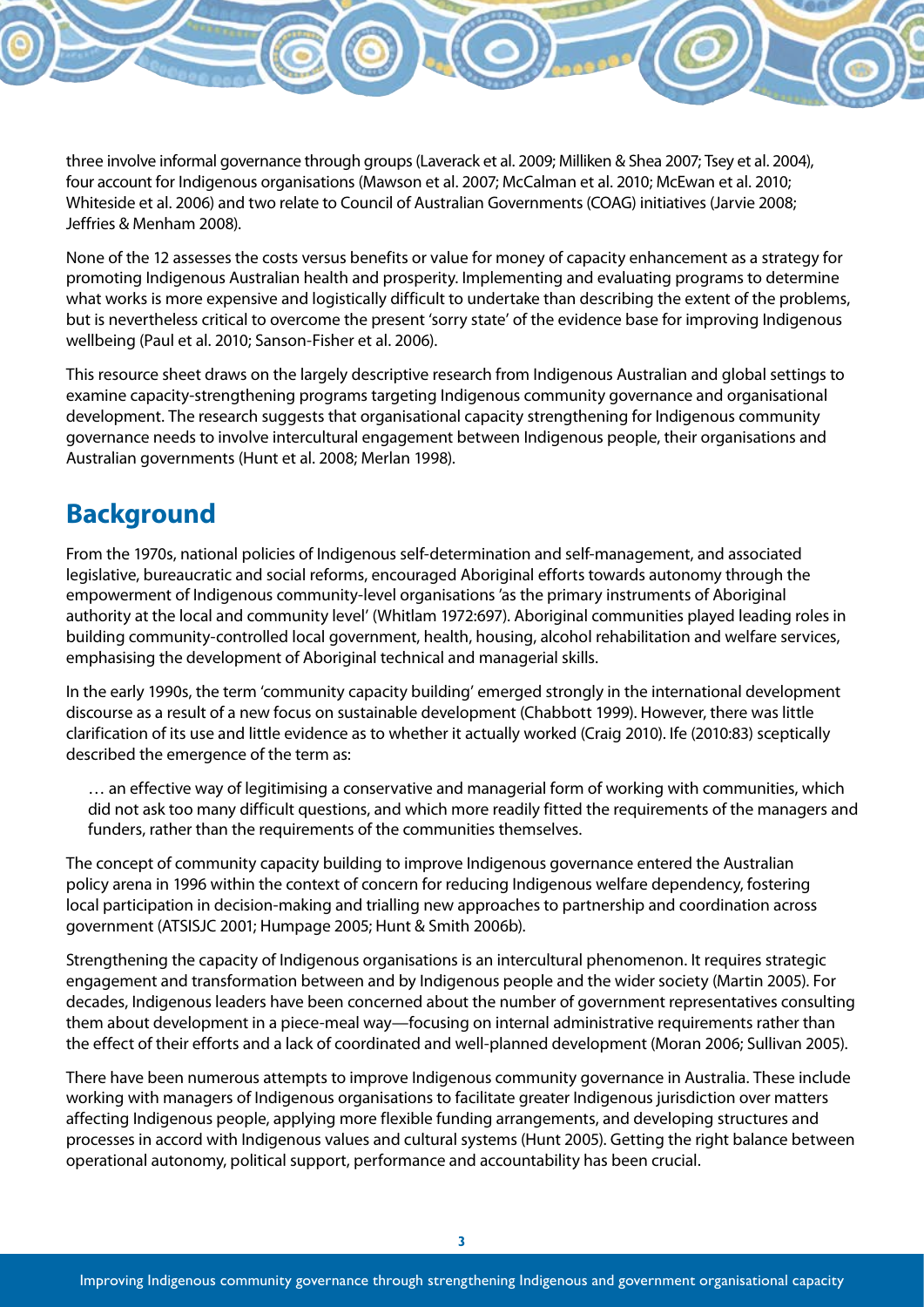three involve informal governance through groups (Laverack et al. 2009; Milliken & Shea 2007; Tsey et al. 2004), four account for Indigenous organisations (Mawson et al. 2007; McCalman et al. 2010; McEwan et al. 2010; Whiteside et al. 2006) and two relate to Council of Australian Governments (COAG) initiatives (Jarvie 2008; Jeffries & Menham 2008).

None of the 12 assesses the costs versus benefits or value for money of capacity enhancement as a strategy for promoting Indigenous Australian health and prosperity. Implementing and evaluating programs to determine what works is more expensive and logistically difficult to undertake than describing the extent of the problems, but is nevertheless critical to overcome the present 'sorry state' of the evidence base for improving Indigenous wellbeing (Paul et al. 2010; Sanson-Fisher et al. 2006).

This resource sheet draws on the largely descriptive research from Indigenous Australian and global settings to examine capacity-strengthening programs targeting Indigenous community governance and organisational development. The research suggests that organisational capacity strengthening for Indigenous community governance needs to involve intercultural engagement between Indigenous people, their organisations and Australian governments (Hunt et al. 2008; Merlan 1998).

## Background

From the 1970s, national policies of Indigenous self-determination and self-management, and associated legislative, bureaucratic and social reforms, encouraged Aboriginal efforts towards autonomy through the empowerment of Indigenous community-level organisations 'as the primary instruments of Aboriginal authority at the local and community level' (Whitlam 1972:697). Aboriginal communities played leading roles in building community-controlled local government, health, housing, alcohol rehabilitation and welfare services, emphasising the development of Aboriginal technical and managerial skills.

In the early 1990s, the term 'community capacity building' emerged strongly in the international development discourse as a result of a new focus on sustainable development (Chabbott 1999). However, there was little clarification of its use and little evidence as to whether it actually worked (Craig 2010). Ife (2010:83) sceptically described the emergence of the term as:

> … an effective way of legitimising a conservative and managerial form of working with communities, which did not ask too many difficult questions, and which more readily fitted the requirements of the managers and funders, rather than the requirements of the communities themselves.

The concept of community capacity building to improve Indigenous governance entered the Australian policy arena in 1996 within the context of concern for reducing Indigenous welfare dependency, fostering local participation in decision-making and trialling new approaches to partnership and coordination across government (ATSISJC 2001; Humpage 2005; Hunt & Smith 2006b).

Strengthening the capacity of Indigenous organisations is an intercultural phenomenon. It requires strategic engagement and transformation between and by Indigenous people and the wider society (Martin 2005). For decades, Indigenous leaders have been concerned about the number of government representatives consulting them about development in a piece-meal way—focusing on internal administrative requirements rather than the effect of their efforts and a lack of coordinated and well-planned development (Moran 2006; Sullivan 2005).

There have been numerous attempts to improve Indigenous community governance in Australia. These include working with managers of Indigenous organisations to facilitate greater Indigenous jurisdiction over matters affecting Indigenous people, applying more flexible funding arrangements, and developing structures and processes in accord with Indigenous values and cultural systems (Hunt 2005). Getting the right balance between operational autonomy, political support, performance and accountability has been crucial.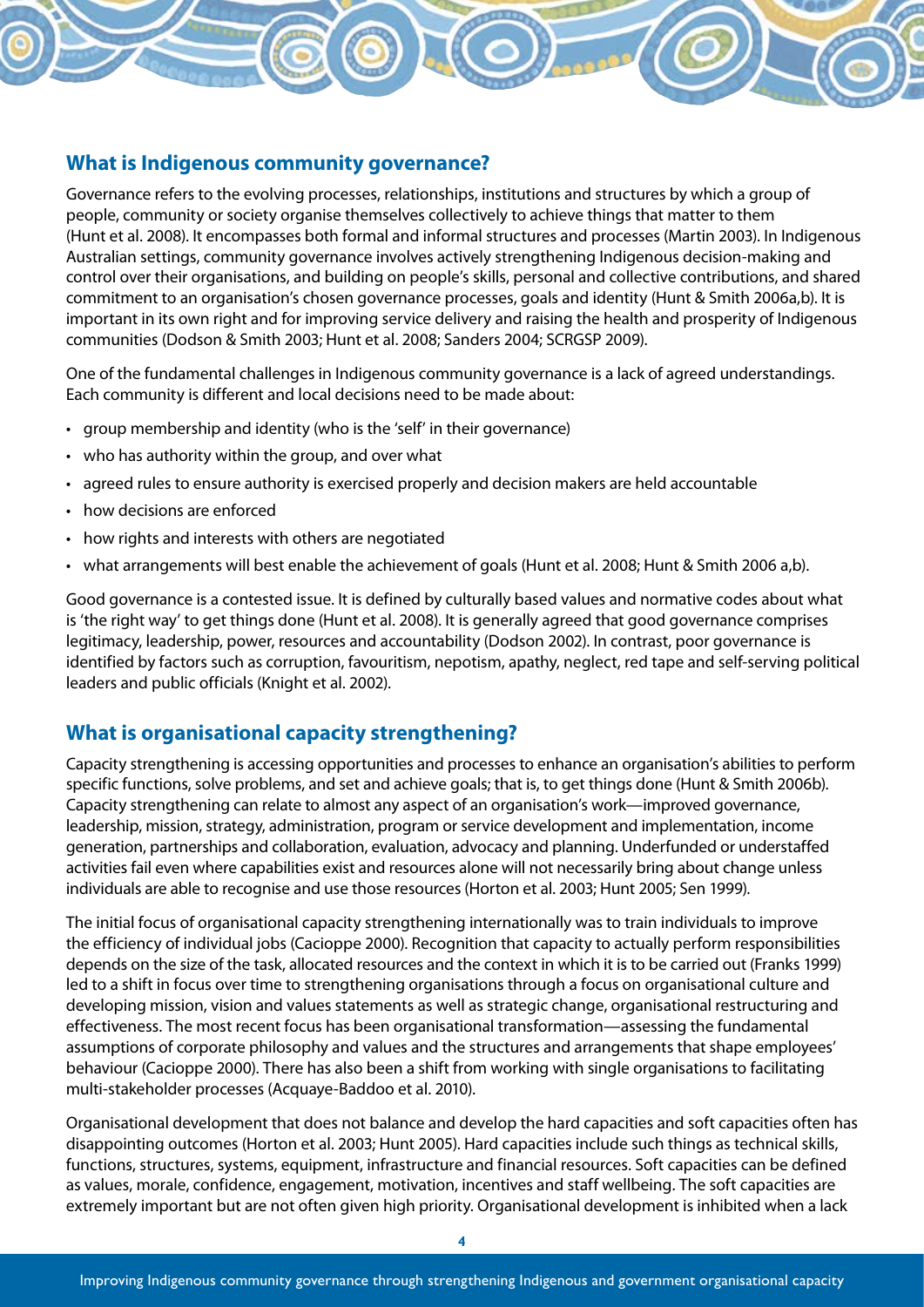## What is Indigenous community governance?

Governance refers to the evolving processes, relationships, institutions and structures by which a group of people, community or society organise themselves collectively to achieve things that matter to them (Hunt et al. 2008). It encompasses both formal and informal structures and processes (Martin 2003). In Indigenous Australian settings, community governance involves actively strengthening Indigenous decision-making and control over their organisations, and building on people's skills, personal and collective contributions, and shared commitment to an organisation's chosen governance processes, goals and identity (Hunt & Smith 2006a,b). It is important in its own right and for improving service delivery and raising the health and prosperity of Indigenous communities (Dodson & Smith 2003; Hunt et al. 2008; Sanders 2004; SCRGSP 2009).

One of the fundamental challenges in Indigenous community governance is a lack of agreed understandings. Each community is different and local decisions need to be made about:

- group membership and identity (who is the 'self' in their governance)
- who has authority within the group, and over what
- agreed rules to ensure authority is exercised properly and decision makers are held accountable
- how decisions are enforced
- how rights and interests with others are negotiated
- what arrangements will best enable the achievement of goals (Hunt et al. 2008; Hunt & Smith 2006 a,b).

Good governance is a contested issue. It is defined by culturally based values and normative codes about what is 'the right way' to get things done (Hunt et al. 2008). It is generally agreed that good governance comprises legitimacy, leadership, power, resources and accountability (Dodson 2002). In contrast, poor governance is identified by factors such as corruption, favouritism, nepotism, apathy, neglect, red tape and self-serving political leaders and public officials (Knight et al. 2002).

## What is organisational capacity strengthening?

Capacity strengthening is accessing opportunities and processes to enhance an organisation's abilities to perform specific functions, solve problems, and set and achieve goals; that is, to get things done (Hunt & Smith 2006b). Capacity strengthening can relate to almost any aspect of an organisation's work—improved governance, leadership, mission, strategy, administration, program or service development and implementation, income generation, partnerships and collaboration, evaluation, advocacy and planning. Underfunded or understaffed activities fail even where capabilities exist and resources alone will not necessarily bring about change unless individuals are able to recognise and use those resources (Horton et al. 2003; Hunt 2005; Sen 1999).

The initial focus of organisational capacity strengthening internationally was to train individuals to improve the efficiency of individual jobs (Cacioppe 2000). Recognition that capacity to actually perform responsibilities depends on the size of the task, allocated resources and the context in which it is to be carried out (Franks 1999) led to a shift in focus over time to strengthening organisations through a focus on organisational culture and developing mission, vision and values statements as well as strategic change, organisational restructuring and effectiveness. The most recent focus has been organisational transformation—assessing the fundamental assumptions of corporate philosophy and values and the structures and arrangements that shape employees' behaviour (Cacioppe 2000). There has also been a shift from working with single organisations to facilitating multi-stakeholder processes (Acquaye-Baddoo et al. 2010).

Organisational development that does not balance and develop the hard capacities and soft capacities often has disappointing outcomes (Horton et al. 2003; Hunt 2005). Hard capacities include such things as technical skills, functions, structures, systems, equipment, infrastructure and financial resources. Soft capacities can be defined as values, morale, confidence, engagement, motivation, incentives and staff wellbeing. The soft capacities are extremely important but are not often given high priority. Organisational development is inhibited when a lack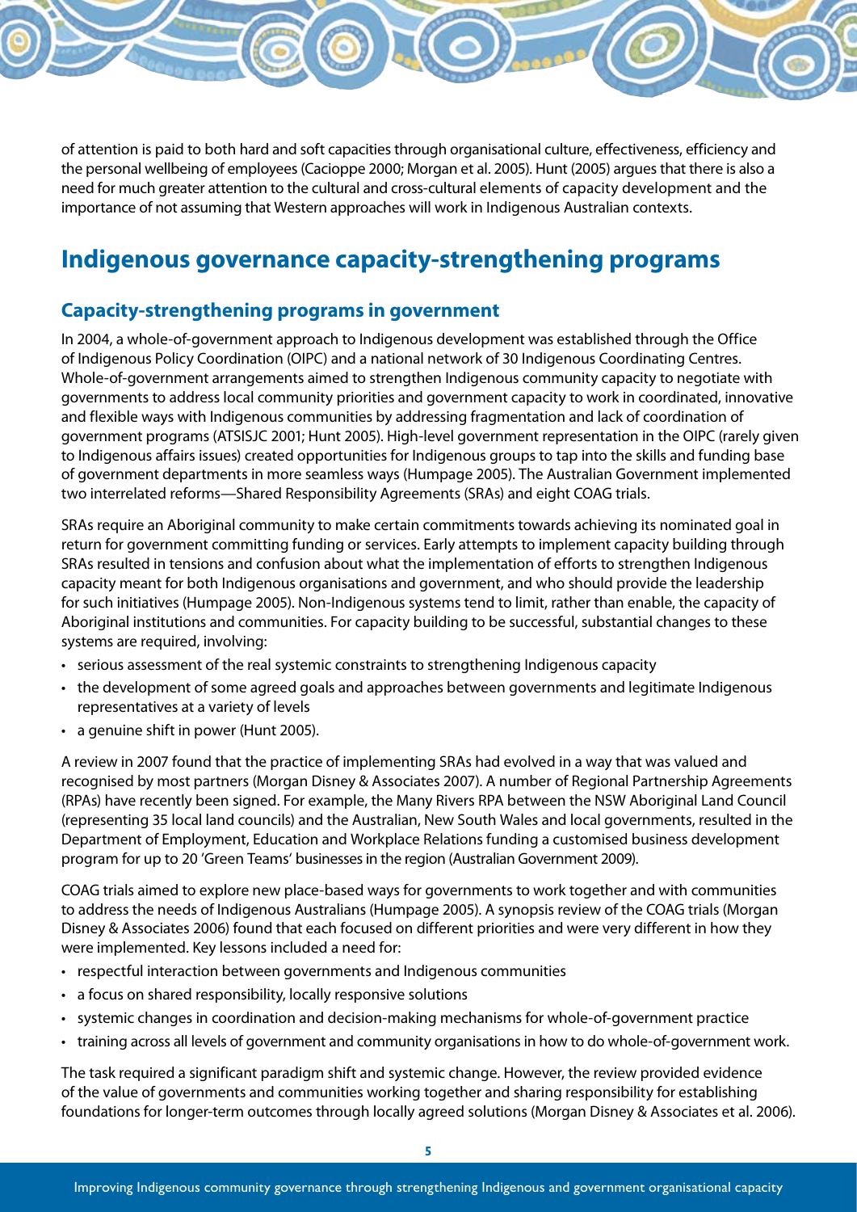of attention is paid to both hard and soft capacities through organisational culture, effectiveness, efficiency and the personal wellbeing of employees (Cacioppe 2000; Morgan et al. 2005). Hunt (2005) argues that there is also a need for much greater attention to the cultural and cross-cultural elements of capacity development and the importance of not assuming that Western approaches will work in Indigenous Australian contexts.

# Indigenous governance capacity-strengthening programs

## Capacity-strengthening programs in government

In 2004, a whole-of-government approach to Indigenous development was established through the Office of Indigenous Policy Coordination (OIPC) and a national network of 30 Indigenous Coordinating Centres. Whole-of-government arrangements aimed to strengthen Indigenous community capacity to negotiate with governments to address local community priorities and government capacity to work in coordinated, innovative and flexible ways with Indigenous communities by addressing fragmentation and lack of coordination of government programs (ATSISJC 2001; Hunt 2005). High-level government representation in the OIPC (rarely given to Indigenous affairs issues) created opportunities for Indigenous groups to tap into the skills and funding base of government departments in more seamless ways (Humpage 2005). The Australian Government implemented two interrelated reforms—Shared Responsibility Agreements (SRAs) and eight COAG trials.

SRAs require an Aboriginal community to make certain commitments towards achieving its nominated goal in return for government committing funding or services. Early attempts to implement capacity building through SRAs resulted in tensions and confusion about what the implementation of efforts to strengthen Indigenous capacity meant for both Indigenous organisations and government, and who should provide the leadership for such initiatives (Humpage 2005). Non-Indigenous systems tend to limit, rather than enable, the capacity of Aboriginal institutions and communities. For capacity building to be successful, substantial changes to these systems are required, involving:

- serious assessment of the real systemic constraints to strengthening Indigenous capacity
- the development of some agreed goals and approaches between governments and legitimate Indigenous representatives at a variety of levels
- a genuine shift in power (Hunt 2005).

A review in 2007 found that the practice of implementing SRAs had evolved in a way that was valued and recognised by most partners (Morgan Disney & Associates 2007). A number of Regional Partnership Agreements (RPAs) have recently been signed. For example, the Many Rivers RPA between the NSW Aboriginal Land Council (representing 35 local land councils) and the Australian, New South Wales and local governments, resulted in the Department of Employment, Education and Workplace Relations funding a customised business development program for up to 20 'Green Teams' businesses in the region (Australian Government 2009).

COAG trials aimed to explore new place-based ways for governments to work together and with communities to address the needs of Indigenous Australians (Humpage 2005). A synopsis review of the COAG trials (Morgan Disney & Associates 2006) found that each focused on different priorities and were very different in how they were implemented. Key lessons included a need for:

- respectful interaction between governments and Indigenous communities
- a focus on shared responsibility, locally responsive solutions
- systemic changes in coordination and decision-making mechanisms for whole-of-government practice
- training across all levels of government and community organisations in how to do whole-of-government work.

The task required a significant paradigm shift and systemic change. However, the review provided evidence of the value of governments and communities working together and sharing responsibility for establishing foundations for longer-term outcomes through locally agreed solutions (Morgan Disney & Associates et al. 2006).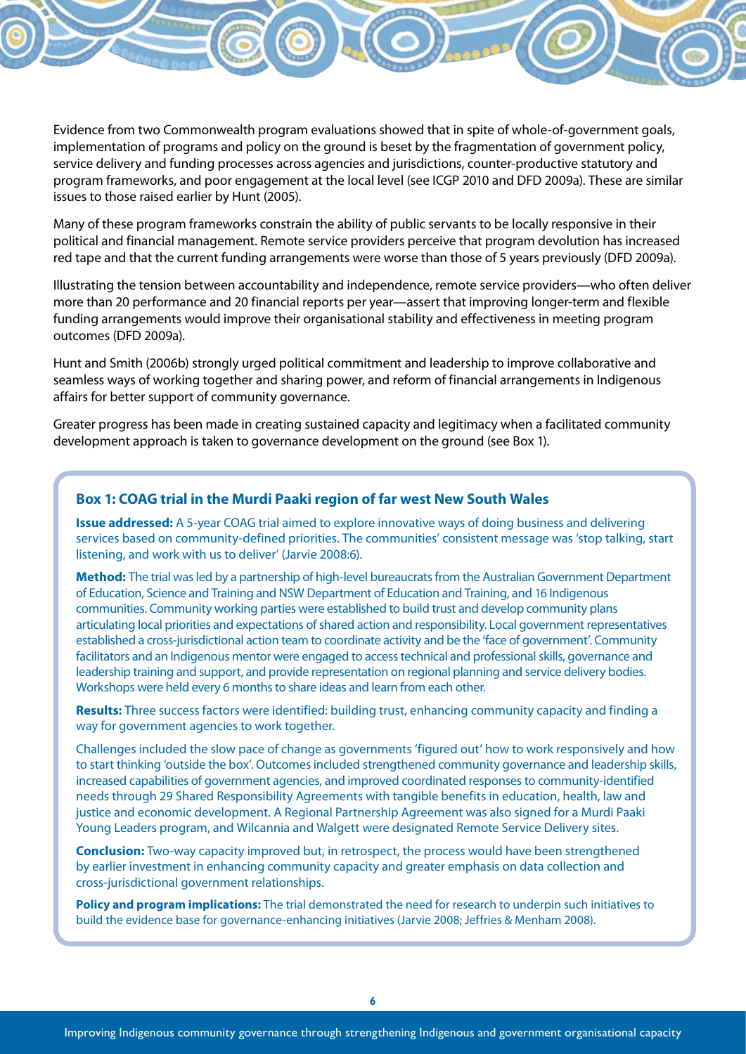Evidence from two Commonwealth program evaluations showed that in spite of whole-of-government goals, implementation of programs and policy on the ground is beset by the fragmentation of government policy, service delivery and funding processes across agencies and jurisdictions, counter-productive statutory and program frameworks, and poor engagement at the local level (see ICGP 2010 and DFD 2009a). These are similar issues to those raised earlier by Hunt (2005).

Many of these program frameworks constrain the ability of public servants to be locally responsive in their political and financial management. Remote service providers perceive that program devolution has increased red tape and that the current funding arrangements were worse than those of 5 years previously (DFD 2009a).

Illustrating the tension between accountability and independence, remote service providers—who often deliver more than 20 performance and 20 financial reports per year—assert that improving longer-term and flexible funding arrangements would improve their organisational stability and effectiveness in meeting program outcomes (DFD 2009a).

Hunt and Smith (2006b) strongly urged political commitment and leadership to improve collaborative and seamless ways of working together and sharing power, and reform of financial arrangements in Indigenous affairs for better support of community governance.

Greater progress has been made in creating sustained capacity and legitimacy when a facilitated community development approach is taken to governance development on the ground (see Box 1).

### Box 1: COAG trial in the Murdi Paaki region of far west New South Wales

**Issue addressed:** A 5-year COAG trial aimed to explore innovative ways of doing business and delivering services based on community-defined priorities. The communities' consistent message was 'stop talking, start listening, and work with us to deliver' (Jarvie 2008:6).

**Method:** The trial was led by a partnership of high-level bureaucrats from the Australian Government Department of Education, Science and Training and NSW Department of Education and Training, and 16 Indigenous communities. Community working parties were established to build trust and develop community plans articulating local priorities and expectations of shared action and responsibility. Local government representatives established a cross-jurisdictional action team to coordinate activity and be the 'face of government'. Community facilitators and an Indigenous mentor were engaged to access technical and professional skills, governance and leadership training and support, and provide representation on regional planning and service delivery bodies. Workshops were held every 6 months to share ideas and learn from each other.

**Results:** Three success factors were identified: building trust, enhancing community capacity and finding a way for government agencies to work together.

Challenges included the slow pace of change as governments 'figured out' how to work responsively and how to start thinking 'outside the box'. Outcomes included strengthened community governance and leadership skills, increased capabilities of government agencies, and improved coordinated responses to community-identified needs through 29 Shared Responsibility Agreements with tangible benefits in education, health, law and justice and economic development. A Regional Partnership Agreement was also signed for a Murdi Paaki Young Leaders program, and Wilcannia and Walgett were designated Remote Service Delivery sites.

**Conclusion:** Two-way capacity improved but, in retrospect, the process would have been strengthened by earlier investment in enhancing community capacity and greater emphasis on data collection and cross-jurisdictional government relationships.

**Policy and program implications:** The trial demonstrated the need for research to underpin such initiatives to build the evidence base for governance-enhancing initiatives (Jarvie 2008; Jeffries & Menham 2008).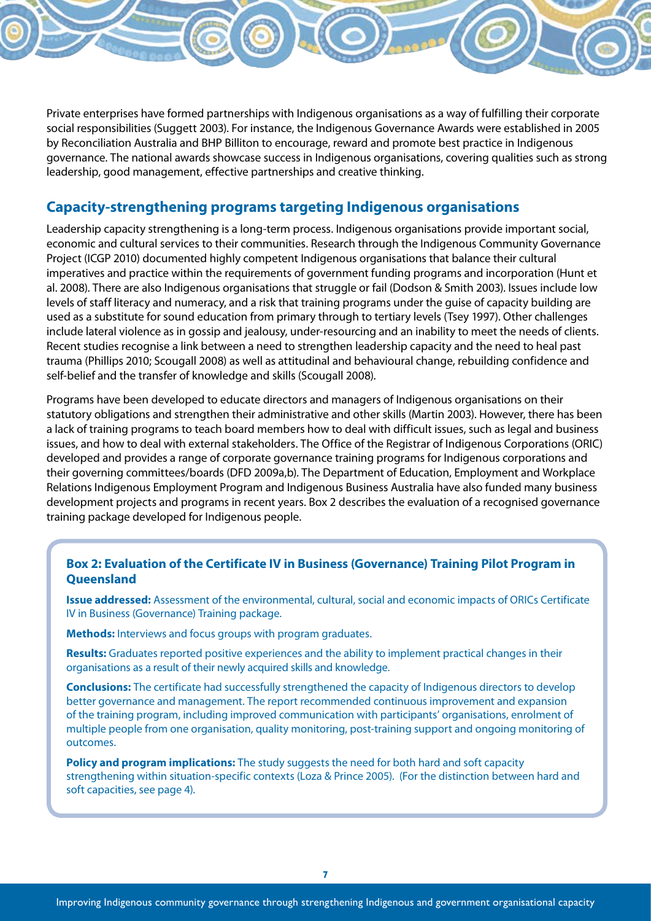Private enterprises have formed partnerships with Indigenous organisations as a way of fulfilling their corporate social responsibilities (Suggett 2003). For instance, the Indigenous Governance Awards were established in 2005 by Reconciliation Australia and BHP Billiton to encourage, reward and promote best practice in Indigenous governance. The national awards showcase success in Indigenous organisations, covering qualities such as strong leadership, good management, effective partnerships and creative thinking.

## Capacity-strengthening programs targeting Indigenous organisations

Leadership capacity strengthening is a long-term process. Indigenous organisations provide important social, economic and cultural services to their communities. Research through the Indigenous Community Governance Project (ICGP 2010) documented highly competent Indigenous organisations that balance their cultural imperatives and practice within the requirements of government funding programs and incorporation (Hunt et al. 2008). There are also Indigenous organisations that struggle or fail (Dodson & Smith 2003). Issues include low levels of staff literacy and numeracy, and a risk that training programs under the guise of capacity building are used as a substitute for sound education from primary through to tertiary levels (Tsey 1997). Other challenges include lateral violence as in gossip and jealousy, under-resourcing and an inability to meet the needs of clients. Recent studies recognise a link between a need to strengthen leadership capacity and the need to heal past trauma (Phillips 2010; Scougall 2008) as well as attitudinal and behavioural change, rebuilding confidence and self-belief and the transfer of knowledge and skills (Scougall 2008).

Programs have been developed to educate directors and managers of Indigenous organisations on their statutory obligations and strengthen their administrative and other skills (Martin 2003). However, there has been a lack of training programs to teach board members how to deal with difficult issues, such as legal and business issues, and how to deal with external stakeholders. The Office of the Registrar of Indigenous Corporations (ORIC) developed and provides a range of corporate governance training programs for Indigenous corporations and their governing committees/boards (DFD 2009a,b). The Department of Education, Employment and Workplace Relations Indigenous Employment Program and Indigenous Business Australia have also funded many business development projects and programs in recent years. Box 2 describes the evaluation of a recognised governance training package developed for Indigenous people.

### Box 2: Evaluation of the Certificate IV in Business (Governance) Training Pilot Program in Queensland

**Issue addressed:** Assessment of the environmental, cultural, social and economic impacts of ORICs Certificate IV in Business (Governance) Training package.

**Methods:** Interviews and focus groups with program graduates.

**Results:** Graduates reported positive experiences and the ability to implement practical changes in their organisations as a result of their newly acquired skills and knowledge.

**Conclusions:** The certificate had successfully strengthened the capacity of Indigenous directors to develop better governance and management. The report recommended continuous improvement and expansion of the training program, including improved communication with participants' organisations, enrolment of multiple people from one organisation, quality monitoring, post-training support and ongoing monitoring of outcomes.

**Policy and program implications:** The study suggests the need for both hard and soft capacity strengthening within situation-specific contexts (Loza & Prince 2005). (For the distinction between hard and soft capacities, see page 4).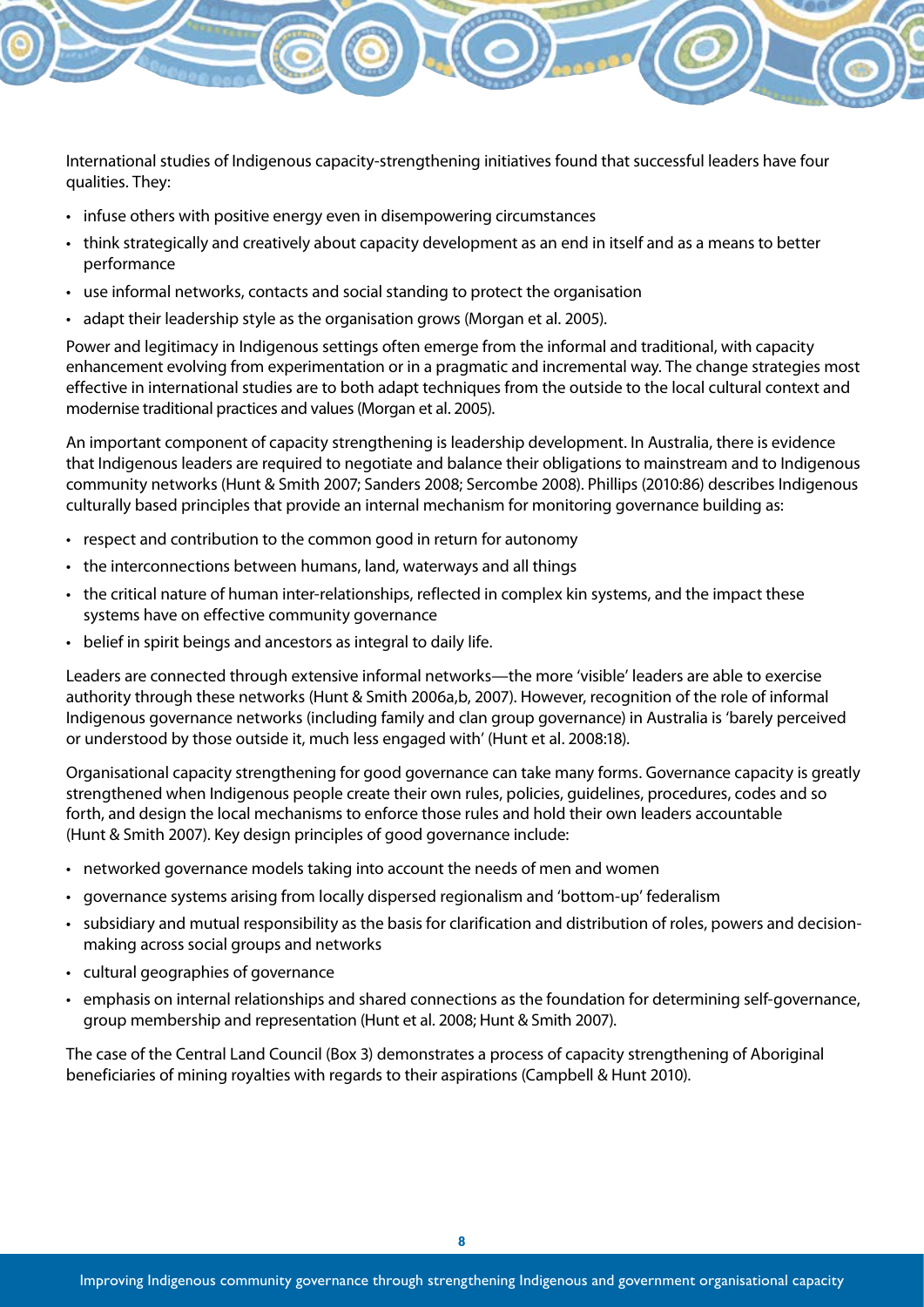International studies of Indigenous capacity-strengthening initiatives found that successful leaders have four qualities. They:

- infuse others with positive energy even in disempowering circumstances
- think strategically and creatively about capacity development as an end in itself and as a means to better performance
- use informal networks, contacts and social standing to protect the organisation
- adapt their leadership style as the organisation grows (Morgan et al. 2005).

Power and legitimacy in Indigenous settings often emerge from the informal and traditional, with capacity enhancement evolving from experimentation or in a pragmatic and incremental way. The change strategies most effective in international studies are to both adapt techniques from the outside to the local cultural context and modernise traditional practices and values (Morgan et al. 2005).

An important component of capacity strengthening is leadership development. In Australia, there is evidence that Indigenous leaders are required to negotiate and balance their obligations to mainstream and to Indigenous community networks (Hunt & Smith 2007; Sanders 2008; Sercombe 2008). Phillips (2010:86) describes Indigenous culturally based principles that provide an internal mechanism for monitoring governance building as:

- respect and contribution to the common good in return for autonomy
- the interconnections between humans, land, waterways and all things
- the critical nature of human inter-relationships, reflected in complex kin systems, and the impact these systems have on effective community governance
- belief in spirit beings and ancestors as integral to daily life.

Leaders are connected through extensive informal networks—the more 'visible' leaders are able to exercise authority through these networks (Hunt & Smith 2006a,b, 2007). However, recognition of the role of informal Indigenous governance networks (including family and clan group governance) in Australia is 'barely perceived or understood by those outside it, much less engaged with' (Hunt et al. 2008:18).

Organisational capacity strengthening for good governance can take many forms. Governance capacity is greatly strengthened when Indigenous people create their own rules, policies, guidelines, procedures, codes and so forth, and design the local mechanisms to enforce those rules and hold their own leaders accountable (Hunt & Smith 2007). Key design principles of good governance include:

- networked governance models taking into account the needs of men and women
- governance systems arising from locally dispersed regionalism and 'bottom-up' federalism
- subsidiary and mutual responsibility as the basis for clarification and distribution of roles, powers and decision-making across social groups and networks
- cultural geographies of governance
- emphasis on internal relationships and shared connections as the foundation for determining self-governance, group membership and representation (Hunt et al. 2008; Hunt & Smith 2007).

The case of the Central Land Council (Box 3) demonstrates a process of capacity strengthening of Aboriginal beneficiaries of mining royalties with regards to their aspirations (Campbell & Hunt 2010).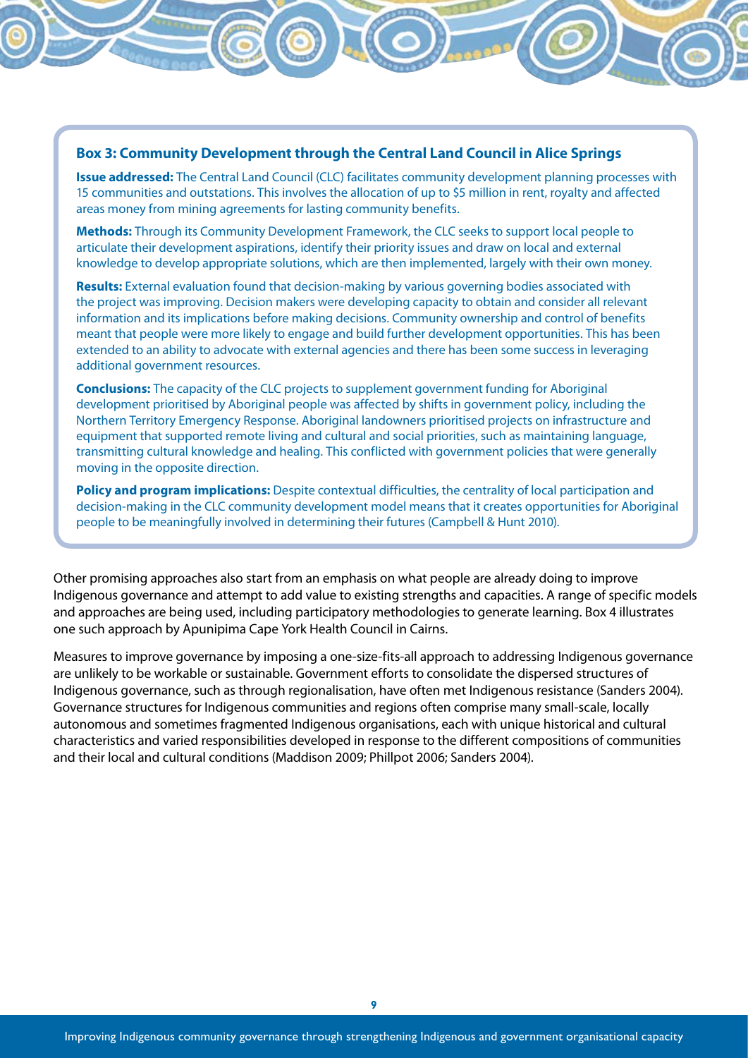### Box 3: Community Development through the Central Land Council in Alice Springs

**Issue addressed:** The Central Land Council (CLC) facilitates community development planning processes with 15 communities and outstations. This involves the allocation of up to $5 million in rent, royalty and affected areas money from mining agreements for lasting community benefits.

**Methods:** Through its Community Development Framework, the CLC seeks to support local people to articulate their development aspirations, identify their priority issues and draw on local and external knowledge to develop appropriate solutions, which are then implemented, largely with their own money.

**Results:** External evaluation found that decision-making by various governing bodies associated with the project was improving. Decision makers were developing capacity to obtain and consider all relevant information and its implications before making decisions. Community ownership and control of benefits meant that people were more likely to engage and build further development opportunities. This has been extended to an ability to advocate with external agencies and there has been some success in leveraging additional government resources.

**Conclusions:** The capacity of the CLC projects to supplement government funding for Aboriginal development prioritised by Aboriginal people was affected by shifts in government policy, including the Northern Territory Emergency Response. Aboriginal landowners prioritised projects on infrastructure and equipment that supported remote living and cultural and social priorities, such as maintaining language, transmitting cultural knowledge and healing. This conflicted with government policies that were generally moving in the opposite direction.

**Policy and program implications:** Despite contextual difficulties, the centrality of local participation and decision-making in the CLC community development model means that it creates opportunities for Aboriginal people to be meaningfully involved in determining their futures (Campbell & Hunt 2010).

Other promising approaches also start from an emphasis on what people are already doing to improve Indigenous governance and attempt to add value to existing strengths and capacities. A range of specific models and approaches are being used, including participatory methodologies to generate learning. Box 4 illustrates one such approach by Apunipima Cape York Health Council in Cairns.

Measures to improve governance by imposing a one-size-fits-all approach to addressing Indigenous governance are unlikely to be workable or sustainable. Government efforts to consolidate the dispersed structures of Indigenous governance, such as through regionalisation, have often met Indigenous resistance (Sanders 2004). Governance structures for Indigenous communities and regions often comprise many small-scale, locally autonomous and sometimes fragmented Indigenous organisations, each with unique historical and cultural characteristics and varied responsibilities developed in response to the different compositions of communities and their local and cultural conditions (Maddison 2009; Phillpot 2006; Sanders 2004).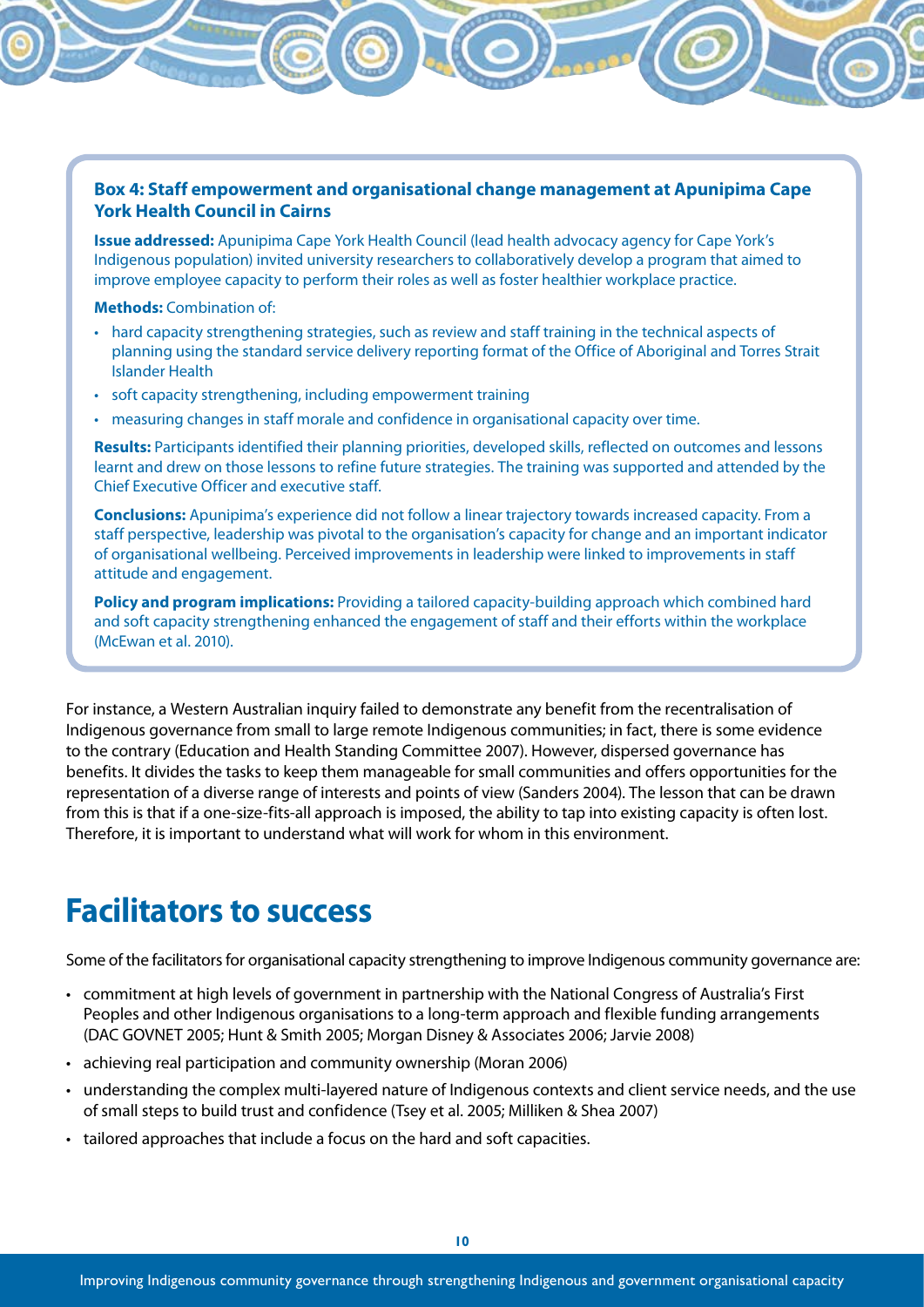### Box 4: Staff empowerment and organisational change management at Apunipima Cape York Health Council in Cairns

**Issue addressed:** Apunipima Cape York Health Council (lead health advocacy agency for Cape York's Indigenous population) invited university researchers to collaboratively develop a program that aimed to improve employee capacity to perform their roles as well as foster healthier workplace practice.

**Methods:** Combination of:

- hard capacity strengthening strategies, such as review and staff training in the technical aspects of planning using the standard service delivery reporting format of the Office of Aboriginal and Torres Strait Islander Health
- soft capacity strengthening, including empowerment training
- measuring changes in staff morale and confidence in organisational capacity over time.

**Results:** Participants identified their planning priorities, developed skills, reflected on outcomes and lessons learnt and drew on those lessons to refine future strategies. The training was supported and attended by the Chief Executive Officer and executive staff.

**Conclusions:** Apunipima's experience did not follow a linear trajectory towards increased capacity. From a staff perspective, leadership was pivotal to the organisation's capacity for change and an important indicator of organisational wellbeing. Perceived improvements in leadership were linked to improvements in staff attitude and engagement.

**Policy and program implications:** Providing a tailored capacity-building approach which combined hard and soft capacity strengthening enhanced the engagement of staff and their efforts within the workplace (McEwan et al. 2010).

For instance, a Western Australian inquiry failed to demonstrate any benefit from the recentralisation of Indigenous governance from small to large remote Indigenous communities; in fact, there is some evidence to the contrary (Education and Health Standing Committee 2007). However, dispersed governance has benefits. It divides the tasks to keep them manageable for small communities and offers opportunities for the representation of a diverse range of interests and points of view (Sanders 2004). The lesson that can be drawn from this is that if a one-size-fits-all approach is imposed, the ability to tap into existing capacity is often lost. Therefore, it is important to understand what will work for whom in this environment.

## Facilitators to success

Some of the facilitators for organisational capacity strengthening to improve Indigenous community governance are:

- commitment at high levels of government in partnership with the National Congress of Australia's First Peoples and other Indigenous organisations to a long-term approach and flexible funding arrangements (DAC GOVNET 2005; Hunt & Smith 2005; Morgan Disney & Associates 2006; Jarvie 2008)
- achieving real participation and community ownership (Moran 2006)
- understanding the complex multi-layered nature of Indigenous contexts and client service needs, and the use of small steps to build trust and confidence (Tsey et al. 2005; Milliken & Shea 2007)
- tailored approaches that include a focus on the hard and soft capacities.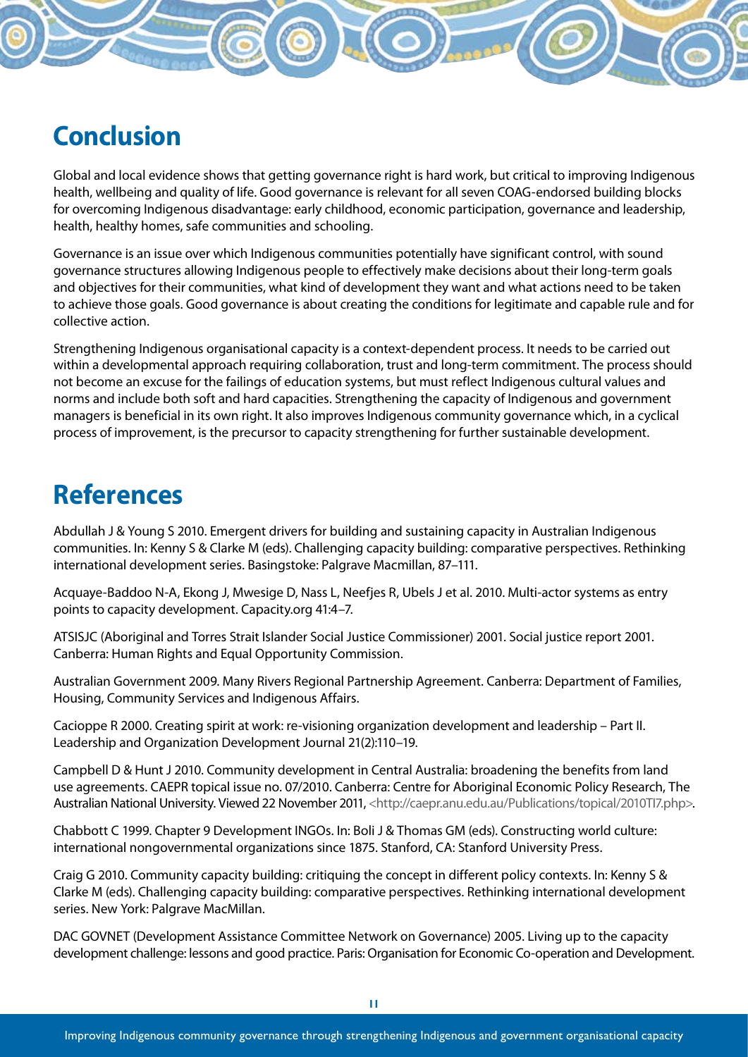## Conclusion

Global and local evidence shows that getting governance right is hard work, but critical to improving Indigenous health, wellbeing and quality of life. Good governance is relevant for all seven COAG-endorsed building blocks for overcoming Indigenous disadvantage: early childhood, economic participation, governance and leadership, health, healthy homes, safe communities and schooling.

Governance is an issue over which Indigenous communities potentially have significant control, with sound governance structures allowing Indigenous people to effectively make decisions about their long-term goals and objectives for their communities, what kind of development they want and what actions need to be taken to achieve those goals. Good governance is about creating the conditions for legitimate and capable rule and for collective action.

Strengthening Indigenous organisational capacity is a context-dependent process. It needs to be carried out within a developmental approach requiring collaboration, trust and long-term commitment. The process should not become an excuse for the failings of education systems, but must reflect Indigenous cultural values and norms and include both soft and hard capacities. Strengthening the capacity of Indigenous and government managers is beneficial in its own right. It also improves Indigenous community governance which, in a cyclical process of improvement, is the precursor to capacity strengthening for further sustainable development.

## References

Abdullah J & Young S 2010. Emergent drivers for building and sustaining capacity in Australian Indigenous communities. In: Kenny S & Clarke M (eds). Challenging capacity building: comparative perspectives. Rethinking international development series. Basingstoke: Palgrave Macmillan, 87–111.

Acquaye-Baddoo N-A, Ekong J, Mwesige D, Nass L, Neefjes R, Ubels J et al. 2010. Multi-actor systems as entry points to capacity development. Capacity.org 41:4–7.

ATSISJC (Aboriginal and Torres Strait Islander Social Justice Commissioner) 2001. Social justice report 2001. Canberra: Human Rights and Equal Opportunity Commission.

Australian Government 2009. Many Rivers Regional Partnership Agreement. Canberra: Department of Families, Housing, Community Services and Indigenous Affairs.

Cacioppe R 2000. Creating spirit at work: re-visioning organization development and leadership – Part II. Leadership and Organization Development Journal 21(2):110–19.

Campbell D & Hunt J 2010. Community development in Central Australia: broadening the benefits from land use agreements. CAEPR topical issue no. 07/2010. Canberra: Centre for Aboriginal Economic Policy Research, The Australian National University. Viewed 22 November 2011, <http://caepr.anu.edu.au/Publications/topical/2010TI7.php>.

Chabbott C 1999. Chapter 9 Development INGOs. In: Boli J & Thomas GM (eds). Constructing world culture: international nongovernmental organizations since 1875. Stanford, CA: Stanford University Press.

Craig G 2010. Community capacity building: critiquing the concept in different policy contexts. In: Kenny S & Clarke M (eds). Challenging capacity building: comparative perspectives. Rethinking international development series. New York: Palgrave MacMillan.

DAC GOVNET (Development Assistance Committee Network on Governance) 2005. Living up to the capacity development challenge: lessons and good practice. Paris: Organisation for Economic Co-operation and Development.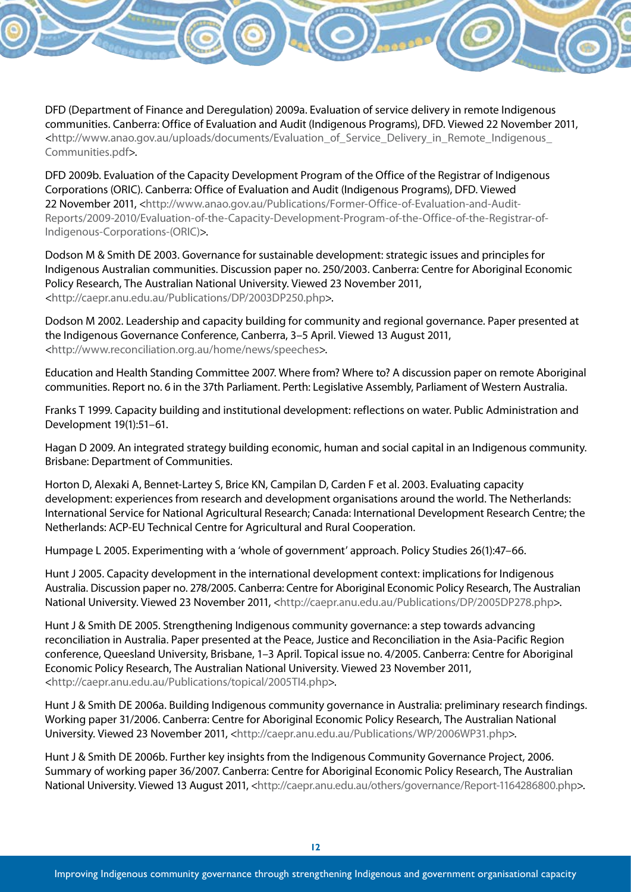DFD (Department of Finance and Deregulation) 2009a. Evaluation of service delivery in remote Indigenous communities. Canberra: Office of Evaluation and Audit (Indigenous Programs), DFD. Viewed 22 November 2011, <http://www.anao.gov.au/uploads/documents/Evaluation_of_Service_Delivery_in_Remote_Indigenous_Communities.pdf>.

DFD 2009b. Evaluation of the Capacity Development Program of the Office of the Registrar of Indigenous Corporations (ORIC). Canberra: Office of Evaluation and Audit (Indigenous Programs), DFD. Viewed 22 November 2011, <http://www.anao.gov.au/Publications/Former-Office-of-Evaluation-and-Audit-Reports/2009-2010/Evaluation-of-the-Capacity-Development-Program-of-the-Office-of-the-Registrar-of-Indigenous-Corporations-(ORIC)>.

Dodson M & Smith DE 2003. Governance for sustainable development: strategic issues and principles for Indigenous Australian communities. Discussion paper no. 250/2003. Canberra: Centre for Aboriginal Economic Policy Research, The Australian National University. Viewed 23 November 2011, <http://caepr.anu.edu.au/Publications/DP/2003DP250.php>.

Dodson M 2002. Leadership and capacity building for community and regional governance. Paper presented at the Indigenous Governance Conference, Canberra, 3–5 April. Viewed 13 August 2011, <http://www.reconciliation.org.au/home/news/speeches>.

Education and Health Standing Committee 2007. Where from? Where to? A discussion paper on remote Aboriginal communities. Report no. 6 in the 37th Parliament. Perth: Legislative Assembly, Parliament of Western Australia.

Franks T 1999. Capacity building and institutional development: reflections on water. Public Administration and Development 19(1):51–61.

Hagan D 2009. An integrated strategy building economic, human and social capital in an Indigenous community. Brisbane: Department of Communities.

Horton D, Alexaki A, Bennet-Lartey S, Brice KN, Campilan D, Carden F et al. 2003. Evaluating capacity development: experiences from research and development organisations around the world. The Netherlands: International Service for National Agricultural Research; Canada: International Development Research Centre; the Netherlands: ACP-EU Technical Centre for Agricultural and Rural Cooperation.

Humpage L 2005. Experimenting with a 'whole of government' approach. Policy Studies 26(1):47–66.

Hunt J 2005. Capacity development in the international development context: implications for Indigenous Australia. Discussion paper no. 278/2005. Canberra: Centre for Aboriginal Economic Policy Research, The Australian National University. Viewed 23 November 2011, <http://caepr.anu.edu.au/Publications/DP/2005DP278.php>.

Hunt J & Smith DE 2005. Strengthening Indigenous community governance: a step towards advancing reconciliation in Australia. Paper presented at the Peace, Justice and Reconciliation in the Asia-Pacific Region conference, Queensland University, Brisbane, 1–3 April. Topical issue no. 4/2005. Canberra: Centre for Aboriginal Economic Policy Research, The Australian National University. Viewed 23 November 2011, <http://caepr.anu.edu.au/Publications/topical/2005TI4.php>.

Hunt J & Smith DE 2006a. Building Indigenous community governance in Australia: preliminary research findings. Working paper 31/2006. Canberra: Centre for Aboriginal Economic Policy Research, The Australian National University. Viewed 23 November 2011, <http://caepr.anu.edu.au/Publications/WP/2006WP31.php>.

Hunt J & Smith DE 2006b. Further key insights from the Indigenous Community Governance Project, 2006. Summary of working paper 36/2007. Canberra: Centre for Aboriginal Economic Policy Research, The Australian National University. Viewed 13 August 2011, <http://caepr.anu.edu.au/others/governance/Report-1164286800.php>.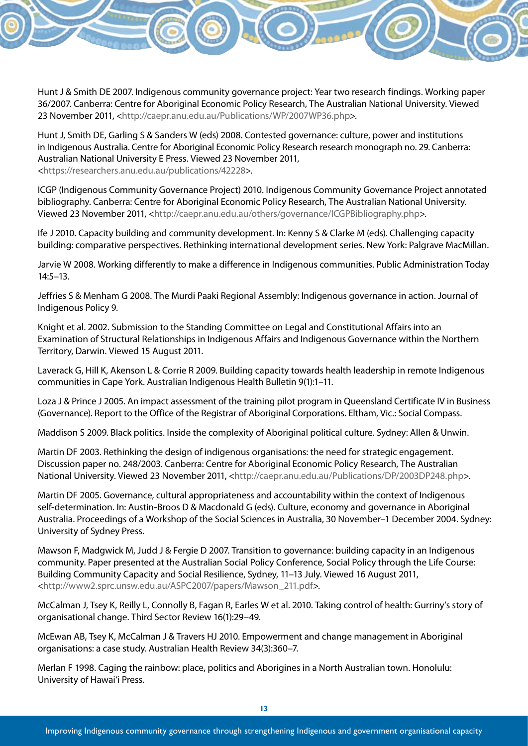Hunt J & Smith DE 2007. Indigenous community governance project: Year two research findings. Working paper 36/2007. Canberra: Centre for Aboriginal Economic Policy Research, The Australian National University. Viewed 23 November 2011, <http://caepr.anu.edu.au/Publications/WP/2007WP36.php>.

Hunt J, Smith DE, Garling S & Sanders W (eds) 2008. Contested governance: culture, power and institutions in Indigenous Australia. Centre for Aboriginal Economic Policy Research research monograph no. 29. Canberra: Australian National University E Press. Viewed 23 November 2011, <https://researchers.anu.edu.au/publications/42228>.

ICGP (Indigenous Community Governance Project) 2010. Indigenous Community Governance Project annotated bibliography. Canberra: Centre for Aboriginal Economic Policy Research, The Australian National University. Viewed 23 November 2011, <http://caepr.anu.edu.au/others/governance/ICGPBibliography.php>.

Ife J 2010. Capacity building and community development. In: Kenny S & Clarke M (eds). Challenging capacity building: comparative perspectives. Rethinking international development series. New York: Palgrave MacMillan.

Jarvie W 2008. Working differently to make a difference in Indigenous communities. Public Administration Today 14:5–13.

Jeffries S & Menham G 2008. The Murdi Paaki Regional Assembly: Indigenous governance in action. Journal of Indigenous Policy 9.

Knight et al. 2002. Submission to the Standing Committee on Legal and Constitutional Affairs into an Examination of Structural Relationships in Indigenous Affairs and Indigenous Governance within the Northern Territory, Darwin. Viewed 15 August 2011.

Laverack G, Hill K, Akenson L & Corrie R 2009. Building capacity towards health leadership in remote Indigenous communities in Cape York. Australian Indigenous Health Bulletin 9(1):1–11.

Loza J & Prince J 2005. An impact assessment of the training pilot program in Queensland Certificate IV in Business (Governance). Report to the Office of the Registrar of Aboriginal Corporations. Eltham, Vic.: Social Compass.

Maddison S 2009. Black politics. Inside the complexity of Aboriginal political culture. Sydney: Allen & Unwin.

Martin DF 2003. Rethinking the design of indigenous organisations: the need for strategic engagement. Discussion paper no. 248/2003. Canberra: Centre for Aboriginal Economic Policy Research, The Australian National University. Viewed 23 November 2011, <http://caepr.anu.edu.au/Publications/DP/2003DP248.php>.

Martin DF 2005. Governance, cultural appropriateness and accountability within the context of Indigenous self-determination. In: Austin-Broos D & Macdonald G (eds). Culture, economy and governance in Aboriginal Australia. Proceedings of a Workshop of the Social Sciences in Australia, 30 November–1 December 2004. Sydney: University of Sydney Press.

Mawson F, Madgwick M, Judd J & Fergie D 2007. Transition to governance: building capacity in an Indigenous community. Paper presented at the Australian Social Policy Conference, Social Policy through the Life Course: Building Community Capacity and Social Resilience, Sydney, 11–13 July. Viewed 16 August 2011, <http://www2.sprc.unsw.edu.au/ASPC2007/papers/Mawson_211.pdf>.

McCalman J, Tsey K, Reilly L, Connolly B, Fagan R, Earles W et al. 2010. Taking control of health: Gurriny's story of organisational change. Third Sector Review 16(1):29–49.

McEwan AB, Tsey K, McCalman J & Travers HJ 2010. Empowerment and change management in Aboriginal organisations: a case study. Australian Health Review 34(3):360–7.

Merlan F 1998. Caging the rainbow: place, politics and Aborigines in a North Australian town. Honolulu: University of Hawai'i Press.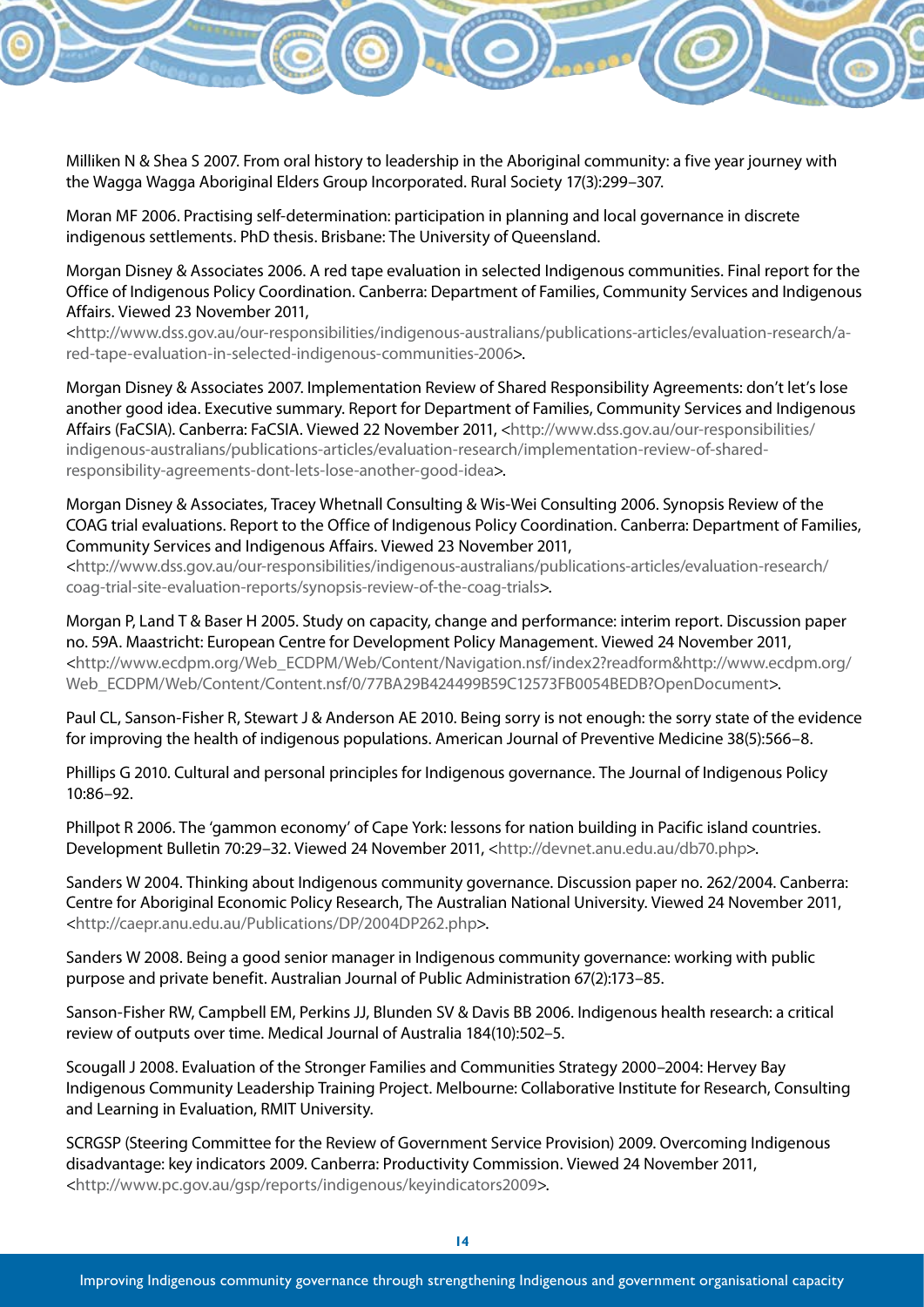Milliken N & Shea S 2007. From oral history to leadership in the Aboriginal community: a five year journey with the Wagga Wagga Aboriginal Elders Group Incorporated. Rural Society 17(3):299–307.

Moran MF 2006. Practising self-determination: participation in planning and local governance in discrete indigenous settlements. PhD thesis. Brisbane: The University of Queensland.

Morgan Disney & Associates 2006. A red tape evaluation in selected Indigenous communities. Final report for the Office of Indigenous Policy Coordination. Canberra: Department of Families, Community Services and Indigenous Affairs. Viewed 23 November 2011, <http://www.dss.gov.au/our-responsibilities/indigenous-australians/publications-articles/evaluation-research/a-red-tape-evaluation-in-selected-indigenous-communities-2006>.

Morgan Disney & Associates 2007. Implementation Review of Shared Responsibility Agreements: don't let's lose another good idea. Executive summary. Report for Department of Families, Community Services and Indigenous Affairs (FaCSIA). Canberra: FaCSIA. Viewed 22 November 2011, <http://www.dss.gov.au/our-responsibilities/indigenous-australians/publications-articles/evaluation-research/implementation-review-of-shared-responsibility-agreements-dont-lets-lose-another-good-idea>.

Morgan Disney & Associates, Tracey Whetnall Consulting & Wis-Wei Consulting 2006. Synopsis Review of the COAG trial evaluations. Report to the Office of Indigenous Policy Coordination. Canberra: Department of Families, Community Services and Indigenous Affairs. Viewed 23 November 2011, <http://www.dss.gov.au/our-responsibilities/indigenous-australians/publications-articles/evaluation-research/coag-trial-site-evaluation-reports/synopsis-review-of-the-coag-trials>.

Morgan P, Land T & Baser H 2005. Study on capacity, change and performance: interim report. Discussion paper no. 59A. Maastricht: European Centre for Development Policy Management. Viewed 24 November 2011, <http://www.ecdpm.org/Web_ECDPM/Web/Content/Navigation.nsf/index2?readform&http://www.ecdpm.org/Web_ECDPM/Web/Content/Content.nsf/0/77BA29B424499B59C12573FB0054BEDB?OpenDocument>.

Paul CL, Sanson-Fisher R, Stewart J & Anderson AE 2010. Being sorry is not enough: the sorry state of the evidence for improving the health of indigenous populations. American Journal of Preventive Medicine 38(5):566–8.

Phillips G 2010. Cultural and personal principles for Indigenous governance. The Journal of Indigenous Policy 10:86–92.

Phillpot R 2006. The 'gammon economy' of Cape York: lessons for nation building in Pacific island countries. Development Bulletin 70:29–32. Viewed 24 November 2011, <http://devnet.anu.edu.au/db70.php>.

Sanders W 2004. Thinking about Indigenous community governance. Discussion paper no. 262/2004. Canberra: Centre for Aboriginal Economic Policy Research, The Australian National University. Viewed 24 November 2011, <http://caepr.anu.edu.au/Publications/DP/2004DP262.php>.

Sanders W 2008. Being a good senior manager in Indigenous community governance: working with public purpose and private benefit. Australian Journal of Public Administration 67(2):173–85.

Sanson-Fisher RW, Campbell EM, Perkins JJ, Blunden SV & Davis BB 2006. Indigenous health research: a critical review of outputs over time. Medical Journal of Australia 184(10):502–5.

Scougall J 2008. Evaluation of the Stronger Families and Communities Strategy 2000–2004: Hervey Bay Indigenous Community Leadership Training Project. Melbourne: Collaborative Institute for Research, Consulting and Learning in Evaluation, RMIT University.

SCRGSP (Steering Committee for the Review of Government Service Provision) 2009. Overcoming Indigenous disadvantage: key indicators 2009. Canberra: Productivity Commission. Viewed 24 November 2011, <http://www.pc.gov.au/gsp/reports/indigenous/keyindicators2009>.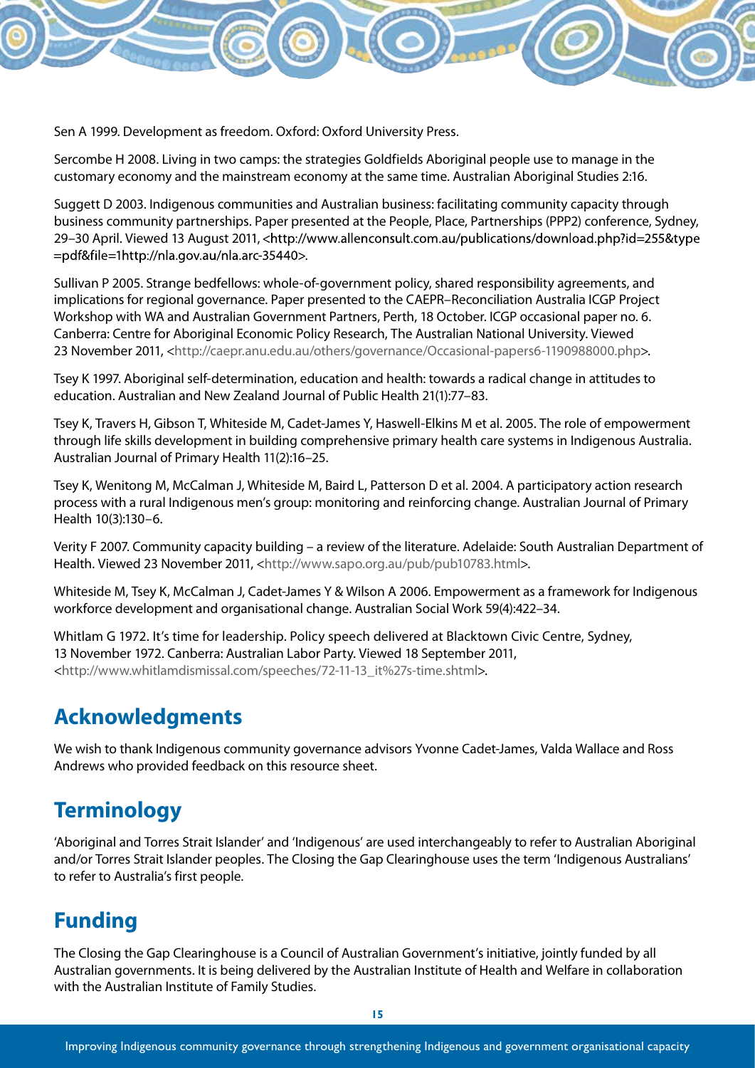Sen A 1999. Development as freedom. Oxford: Oxford University Press.

Sercombe H 2008. Living in two camps: the strategies Goldfields Aboriginal people use to manage in the customary economy and the mainstream economy at the same time. Australian Aboriginal Studies 2:16.

Suggett D 2003. Indigenous communities and Australian business: facilitating community capacity through business community partnerships. Paper presented at the People, Place, Partnerships (PPP2) conference, Sydney, 29–30 April. Viewed 13 August 2011, <http://www.allenconsult.com.au/publications/download.php?id=255&type=pdf&file=1http://nla.gov.au/nla.arc-35440>.

Sullivan P 2005. Strange bedfellows: whole-of-government policy, shared responsibility agreements, and implications for regional governance. Paper presented to the CAEPR–Reconciliation Australia ICGP Project Workshop with WA and Australian Government Partners, Perth, 18 October. ICGP occasional paper no. 6. Canberra: Centre for Aboriginal Economic Policy Research, The Australian National University. Viewed 23 November 2011, <http://caepr.anu.edu.au/others/governance/Occasional-papers6-1190988000.php>.

Tsey K 1997. Aboriginal self-determination, education and health: towards a radical change in attitudes to education. Australian and New Zealand Journal of Public Health 21(1):77–83.

Tsey K, Travers H, Gibson T, Whiteside M, Cadet-James Y, Haswell-Elkins M et al. 2005. The role of empowerment through life skills development in building comprehensive primary health care systems in Indigenous Australia. Australian Journal of Primary Health 11(2):16–25.

Tsey K, Wenitong M, McCalman J, Whiteside M, Baird L, Patterson D et al. 2004. A participatory action research process with a rural Indigenous men's group: monitoring and reinforcing change. Australian Journal of Primary Health 10(3):130–6.

Verity F 2007. Community capacity building – a review of the literature. Adelaide: South Australian Department of Health. Viewed 23 November 2011, <http://www.sapo.org.au/pub/pub10783.html>.

Whiteside M, Tsey K, McCalman J, Cadet-James Y & Wilson A 2006. Empowerment as a framework for Indigenous workforce development and organisational change. Australian Social Work 59(4):422–34.

Whitlam G 1972. It's time for leadership. Policy speech delivered at Blacktown Civic Centre, Sydney, 13 November 1972. Canberra: Australian Labor Party. Viewed 18 September 2011, <http://www.whitlamdismissal.com/speeches/72-11-13_it%27s-time.shtml>.

## Acknowledgments

We wish to thank Indigenous community governance advisors Yvonne Cadet-James, Valda Wallace and Ross Andrews who provided feedback on this resource sheet.

## Terminology

'Aboriginal and Torres Strait Islander' and 'Indigenous' are used interchangeably to refer to Australian Aboriginal and/or Torres Strait Islander peoples. The Closing the Gap Clearinghouse uses the term 'Indigenous Australians' to refer to Australia's first people.

## Funding

The Closing the Gap Clearinghouse is a Council of Australian Government's initiative, jointly funded by all Australian governments. It is being delivered by the Australian Institute of Health and Welfare in collaboration with the Australian Institute of Family Studies.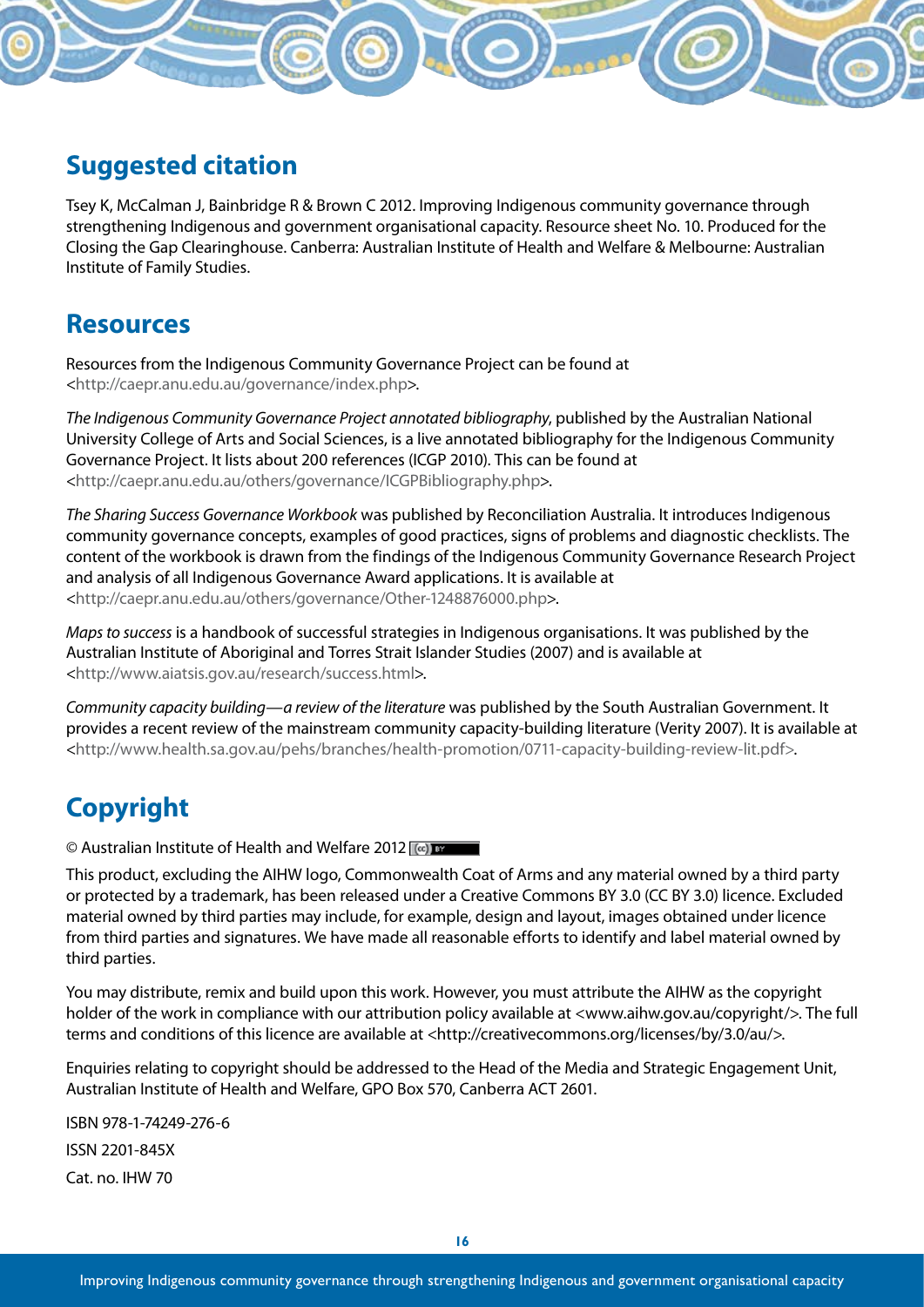## Suggested citation

Tsey K, McCalman J, Bainbridge R & Brown C 2012. Improving Indigenous community governance through strengthening Indigenous and government organisational capacity. Resource sheet No. 10. Produced for the Closing the Gap Clearinghouse. Canberra: Australian Institute of Health and Welfare & Melbourne: Australian Institute of Family Studies.

## Resources

Resources from the Indigenous Community Governance Project can be found at <http://caepr.anu.edu.au/governance/index.php>.

*The Indigenous Community Governance Project annotated bibliography*, published by the Australian National University College of Arts and Social Sciences, is a live annotated bibliography for the Indigenous Community Governance Project. It lists about 200 references (ICGP 2010). This can be found at <http://caepr.anu.edu.au/others/governance/ICGPBibliography.php>.

*The Sharing Success Governance Workbook* was published by Reconciliation Australia. It introduces Indigenous community governance concepts, examples of good practices, signs of problems and diagnostic checklists. The content of the workbook is drawn from the findings of the Indigenous Community Governance Research Project and analysis of all Indigenous Governance Award applications. It is available at <http://caepr.anu.edu.au/others/governance/Other-1248876000.php>.

*Maps to success* is a handbook of successful strategies in Indigenous organisations. It was published by the Australian Institute of Aboriginal and Torres Strait Islander Studies (2007) and is available at <http://www.aiatsis.gov.au/research/success.html>.

*Community capacity building—a review of the literature* was published by the South Australian Government. It provides a recent review of the mainstream community capacity-building literature (Verity 2007). It is available at <http://www.health.sa.gov.au/pehs/branches/health-promotion/0711-capacity-building-review-lit.pdf>.

## Copyright

© Australian Institute of Health and Welfare 2012

This product, excluding the AIHW logo, Commonwealth Coat of Arms and any material owned by a third party or protected by a trademark, has been released under a Creative Commons BY 3.0 (CC BY 3.0) licence. Excluded material owned by third parties may include, for example, design and layout, images obtained under licence from third parties and signatures. We have made all reasonable efforts to identify and label material owned by third parties.

You may distribute, remix and build upon this work. However, you must attribute the AIHW as the copyright holder of the work in compliance with our attribution policy available at <www.aihw.gov.au/copyright/>. The full terms and conditions of this licence are available at <http://creativecommons.org/licenses/by/3.0/au/>.

Enquiries relating to copyright should be addressed to the Head of the Media and Strategic Engagement Unit, Australian Institute of Health and Welfare, GPO Box 570, Canberra ACT 2601.

ISBN 978-1-74249-276-6

ISSN 2201-845X

Cat. no. IHW 70